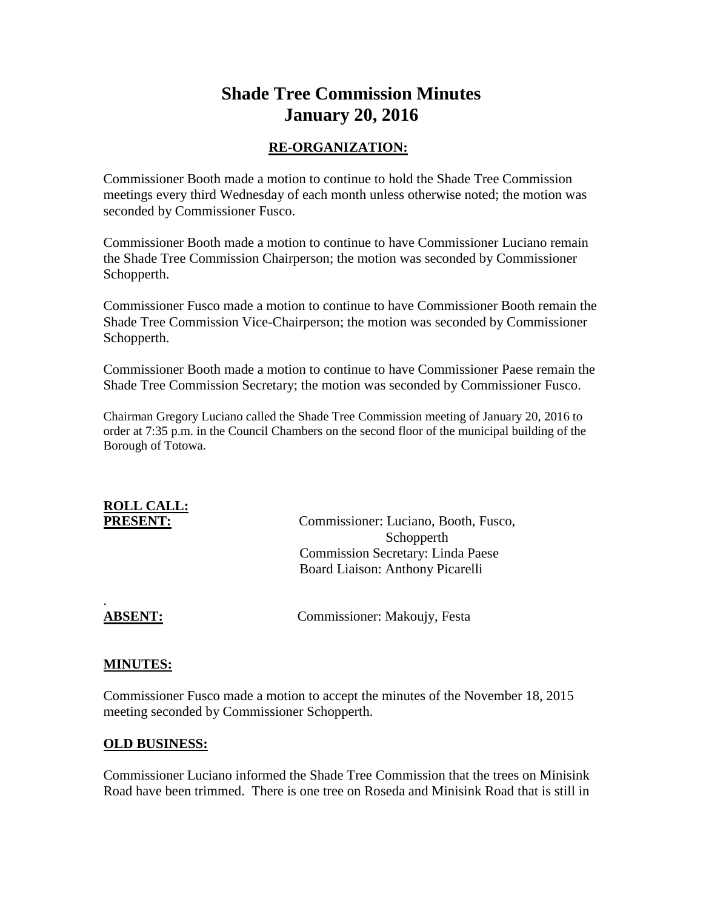# Shade Tree Commission Minutes
# January 20, 2016

## RE-ORGANIZATION:

Commissioner Booth made a motion to continue to hold the Shade Tree Commission meetings every third Wednesday of each month unless otherwise noted; the motion was seconded by Commissioner Fusco.

Commissioner Booth made a motion to continue to have Commissioner Luciano remain the Shade Tree Commission Chairperson; the motion was seconded by Commissioner Schopperth.

Commissioner Fusco made a motion to continue to have Commissioner Booth remain the Shade Tree Commission Vice-Chairperson; the motion was seconded by Commissioner Schopperth.

Commissioner Booth made a motion to continue to have Commissioner Paese remain the Shade Tree Commission Secretary; the motion was seconded by Commissioner Fusco.

Chairman Gregory Luciano called the Shade Tree Commission meeting of January 20, 2016 to order at 7:35 p.m. in the Council Chambers on the second floor of the municipal building of the Borough of Totowa.

**ROLL CALL:**

**PRESENT:** Commissioner: Luciano, Booth, Fusco, Schopperth
Commission Secretary: Linda Paese
Board Liaison: Anthony Picarelli

**ABSENT:** Commissioner: Makoujy, Festa

**MINUTES:**

Commissioner Fusco made a motion to accept the minutes of the November 18, 2015 meeting seconded by Commissioner Schopperth.

**OLD BUSINESS:**

Commissioner Luciano informed the Shade Tree Commission that the trees on Minisink Road have been trimmed. There is one tree on Roseda and Minisink Road that is still in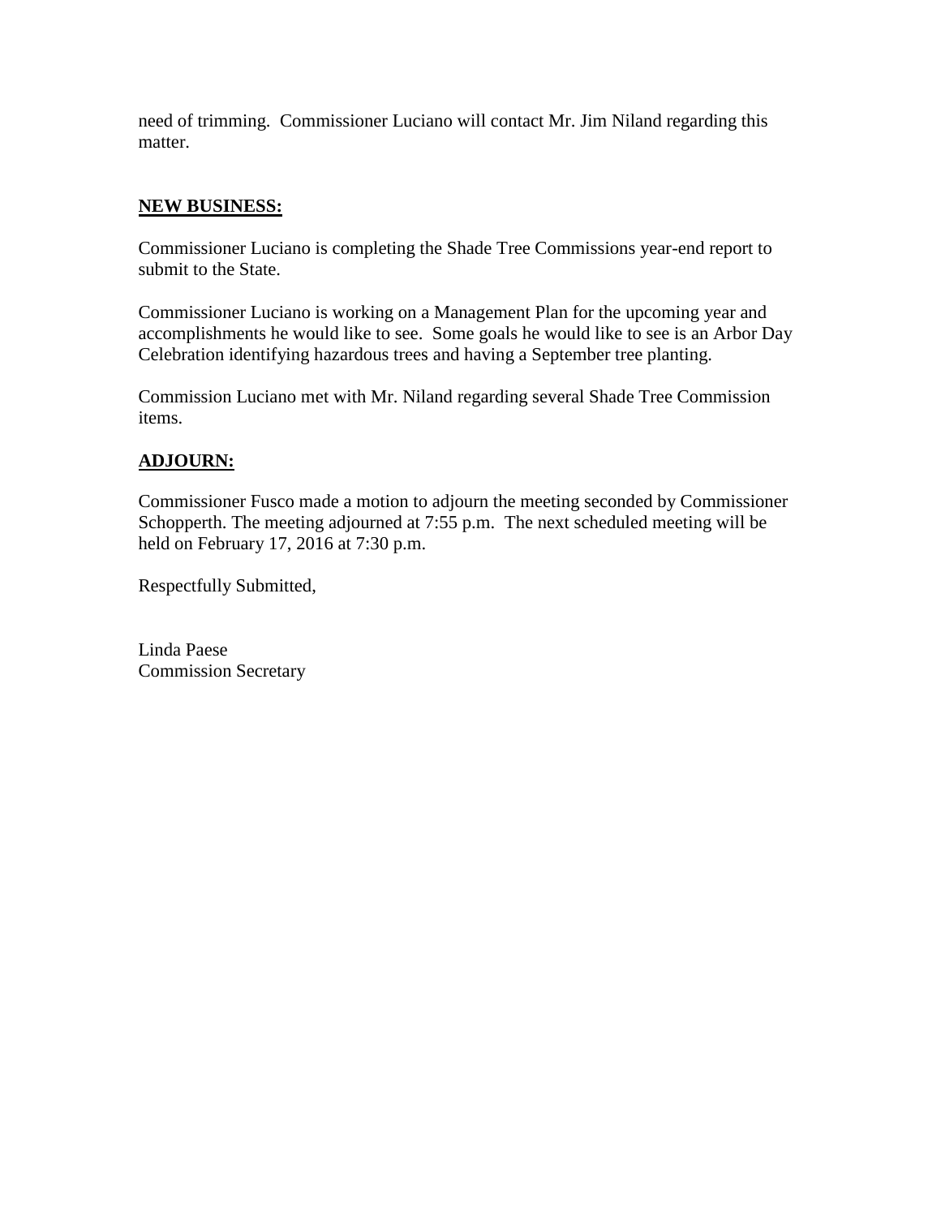need of trimming. Commissioner Luciano will contact Mr. Jim Niland regarding this matter.

**NEW BUSINESS:**

Commissioner Luciano is completing the Shade Tree Commissions year-end report to submit to the State.

Commissioner Luciano is working on a Management Plan for the upcoming year and accomplishments he would like to see. Some goals he would like to see is an Arbor Day Celebration identifying hazardous trees and having a September tree planting.

Commission Luciano met with Mr. Niland regarding several Shade Tree Commission items.

**ADJOURN:**

Commissioner Fusco made a motion to adjourn the meeting seconded by Commissioner Schopperth. The meeting adjourned at 7:55 p.m. The next scheduled meeting will be held on February 17, 2016 at 7:30 p.m.

Respectfully Submitted,

Linda Paese
Commission Secretary